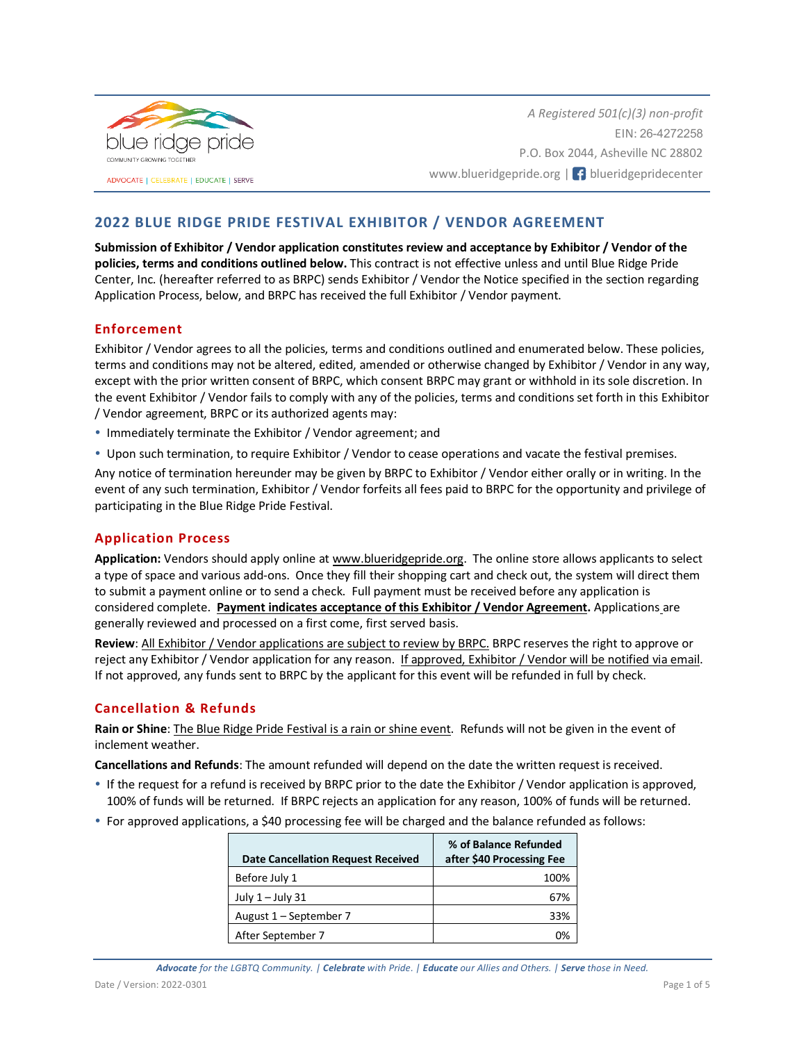blue ridge pride

COMMUNITY GROWING TOGETHER

ADVOCATE | CELEBRATE | EDUCATE | SERVE

*A Registered 501(c)(3) non-profit*
EIN: 26-4272258
P.O. Box 2044, Asheville NC 28802
www.blueridgepride.org | blueridgepridecenter

# 2022 BLUE RIDGE PRIDE FESTIVAL EXHIBITOR / VENDOR AGREEMENT

**Submission of Exhibitor / Vendor application constitutes review and acceptance by Exhibitor / Vendor of the policies, terms and conditions outlined below.** This contract is not effective unless and until Blue Ridge Pride Center, Inc. (hereafter referred to as BRPC) sends Exhibitor / Vendor the Notice specified in the section regarding Application Process, below, and BRPC has received the full Exhibitor / Vendor payment.

## Enforcement

Exhibitor / Vendor agrees to all the policies, terms and conditions outlined and enumerated below. These policies, terms and conditions may not be altered, edited, amended or otherwise changed by Exhibitor / Vendor in any way, except with the prior written consent of BRPC, which consent BRPC may grant or withhold in its sole discretion. In the event Exhibitor / Vendor fails to comply with any of the policies, terms and conditions set forth in this Exhibitor / Vendor agreement, BRPC or its authorized agents may:

- Immediately terminate the Exhibitor / Vendor agreement; and
- Upon such termination, to require Exhibitor / Vendor to cease operations and vacate the festival premises.

Any notice of termination hereunder may be given by BRPC to Exhibitor / Vendor either orally or in writing. In the event of any such termination, Exhibitor / Vendor forfeits all fees paid to BRPC for the opportunity and privilege of participating in the Blue Ridge Pride Festival.

## Application Process

**Application:** Vendors should apply online at www.blueridgepride.org. The online store allows applicants to select a type of space and various add-ons. Once they fill their shopping cart and check out, the system will direct them to submit a payment online or to send a check. Full payment must be received before any application is considered complete. **Payment indicates acceptance of this Exhibitor / Vendor Agreement.** Applications are generally reviewed and processed on a first come, first served basis.

**Review**: All Exhibitor / Vendor applications are subject to review by BRPC. BRPC reserves the right to approve or reject any Exhibitor / Vendor application for any reason. If approved, Exhibitor / Vendor will be notified via email. If not approved, any funds sent to BRPC by the applicant for this event will be refunded in full by check.

## Cancellation & Refunds

**Rain or Shine**: The Blue Ridge Pride Festival is a rain or shine event. Refunds will not be given in the event of inclement weather.

**Cancellations and Refunds**: The amount refunded will depend on the date the written request is received.

- If the request for a refund is received by BRPC prior to the date the Exhibitor / Vendor application is approved, 100% of funds will be returned. If BRPC rejects an application for any reason, 100% of funds will be returned.
- For approved applications, a $40 processing fee will be charged and the balance refunded as follows:

| Date Cancellation Request Received | % of Balance Refunded after $40 Processing Fee |
|---|---:|
| Before July 1 | 100% |
| July 1 – July 31 | 67% |
| August 1 – September 7 | 33% |
| After September 7 | 0% |

*Advocate for the LGBTQ Community. | Celebrate with Pride. | Educate our Allies and Others. | Serve those in Need.*

Date / Version: 2022-0301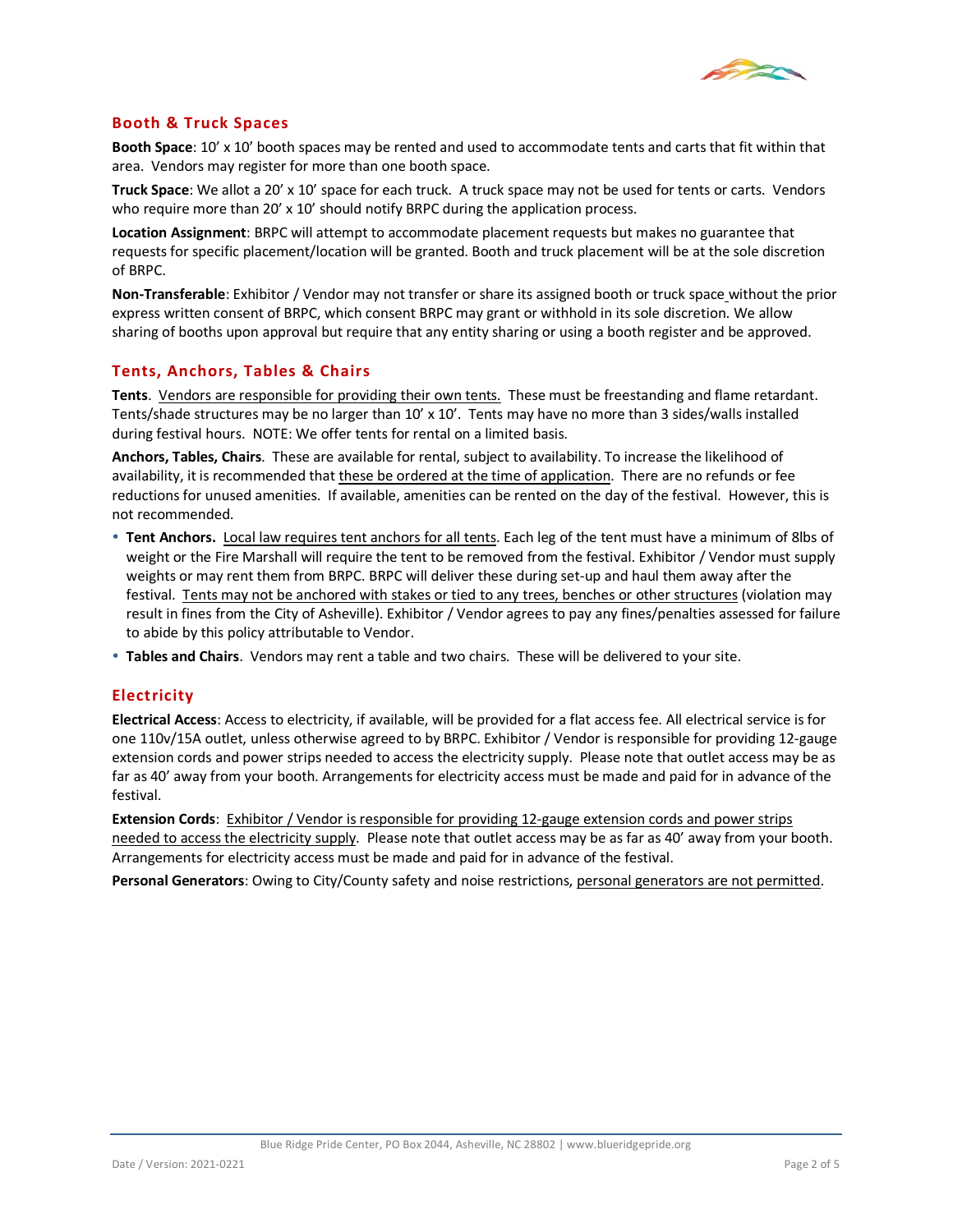## Booth & Truck Spaces

**Booth Space**: 10’ x 10’ booth spaces may be rented and used to accommodate tents and carts that fit within that area. Vendors may register for more than one booth space.

**Truck Space**: We allot a 20’ x 10’ space for each truck. A truck space may not be used for tents or carts. Vendors who require more than 20’ x 10’ should notify BRPC during the application process.

**Location Assignment**: BRPC will attempt to accommodate placement requests but makes no guarantee that requests for specific placement/location will be granted. Booth and truck placement will be at the sole discretion of BRPC.

**Non-Transferable**: Exhibitor / Vendor may not transfer or share its assigned booth or truck space without the prior express written consent of BRPC, which consent BRPC may grant or withhold in its sole discretion. We allow sharing of booths upon approval but require that any entity sharing or using a booth register and be approved.

## Tents, Anchors, Tables & Chairs

**Tents**. Vendors are responsible for providing their own tents. These must be freestanding and flame retardant. Tents/shade structures may be no larger than 10’ x 10’. Tents may have no more than 3 sides/walls installed during festival hours. NOTE: We offer tents for rental on a limited basis.

**Anchors, Tables, Chairs**. These are available for rental, subject to availability. To increase the likelihood of availability, it is recommended that these be ordered at the time of application. There are no refunds or fee reductions for unused amenities. If available, amenities can be rented on the day of the festival. However, this is not recommended.

- **Tent Anchors.** Local law requires tent anchors for all tents. Each leg of the tent must have a minimum of 8lbs of weight or the Fire Marshall will require the tent to be removed from the festival. Exhibitor / Vendor must supply weights or may rent them from BRPC. BRPC will deliver these during set-up and haul them away after the festival. Tents may not be anchored with stakes or tied to any trees, benches or other structures (violation may result in fines from the City of Asheville). Exhibitor / Vendor agrees to pay any fines/penalties assessed for failure to abide by this policy attributable to Vendor.
- **Tables and Chairs**. Vendors may rent a table and two chairs. These will be delivered to your site.

## Electricity

**Electrical Access**: Access to electricity, if available, will be provided for a flat access fee. All electrical service is for one 110v/15A outlet, unless otherwise agreed to by BRPC. Exhibitor / Vendor is responsible for providing 12-gauge extension cords and power strips needed to access the electricity supply. Please note that outlet access may be as far as 40’ away from your booth. Arrangements for electricity access must be made and paid for in advance of the festival.

**Extension Cords**: Exhibitor / Vendor is responsible for providing 12-gauge extension cords and power strips needed to access the electricity supply. Please note that outlet access may be as far as 40’ away from your booth. Arrangements for electricity access must be made and paid for in advance of the festival.

**Personal Generators**: Owing to City/County safety and noise restrictions, personal generators are not permitted.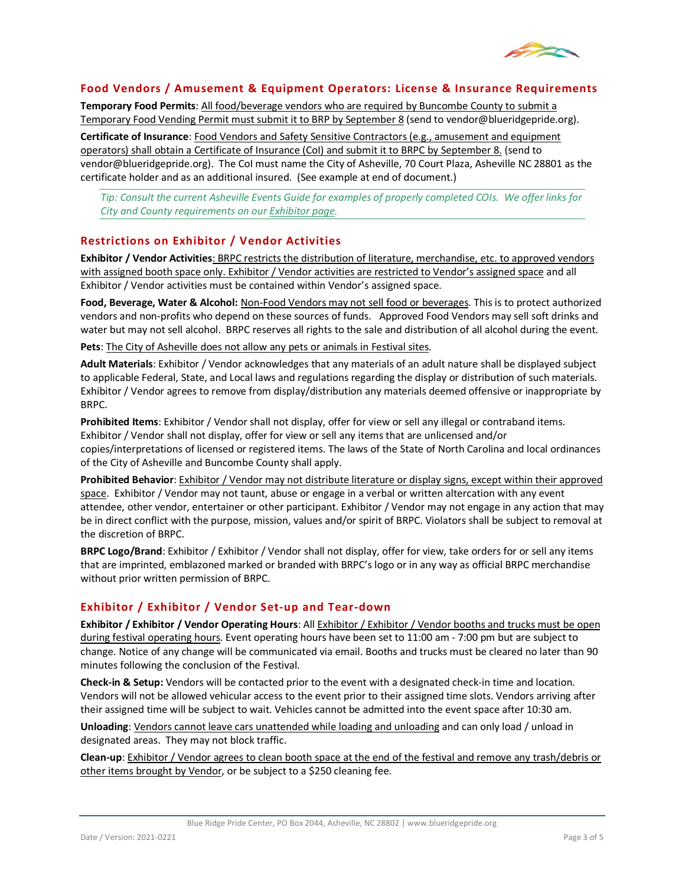## Food Vendors / Amusement & Equipment Operators: License & Insurance Requirements

**Temporary Food Permits**: All food/beverage vendors who are required by Buncombe County to submit a Temporary Food Vending Permit must submit it to BRP by September 8 (send to vendor@blueridgepride.org).

**Certificate of Insurance**: Food Vendors and Safety Sensitive Contractors (e.g., amusement and equipment operators) shall obtain a Certificate of Insurance (CoI) and submit it to BRPC by September 8. (send to vendor@blueridgepride.org). The CoI must name the City of Asheville, 70 Court Plaza, Asheville NC 28801 as the certificate holder and as an additional insured. (See example at end of document.)

*Tip: Consult the current Asheville Events Guide for examples of properly completed COIs. We offer links for City and County requirements on our Exhibitor page.*

## Restrictions on Exhibitor / Vendor Activities

**Exhibitor / Vendor Activities**: BRPC restricts the distribution of literature, merchandise, etc. to approved vendors with assigned booth space only. Exhibitor / Vendor activities are restricted to Vendor's assigned space and all Exhibitor / Vendor activities must be contained within Vendor's assigned space.

**Food, Beverage, Water & Alcohol:** Non-Food Vendors may not sell food or beverages. This is to protect authorized vendors and non-profits who depend on these sources of funds. Approved Food Vendors may sell soft drinks and water but may not sell alcohol. BRPC reserves all rights to the sale and distribution of all alcohol during the event.

**Pets**: The City of Asheville does not allow any pets or animals in Festival sites.

**Adult Materials**: Exhibitor / Vendor acknowledges that any materials of an adult nature shall be displayed subject to applicable Federal, State, and Local laws and regulations regarding the display or distribution of such materials. Exhibitor / Vendor agrees to remove from display/distribution any materials deemed offensive or inappropriate by BRPC.

**Prohibited Items**: Exhibitor / Vendor shall not display, offer for view or sell any illegal or contraband items. Exhibitor / Vendor shall not display, offer for view or sell any items that are unlicensed and/or copies/interpretations of licensed or registered items. The laws of the State of North Carolina and local ordinances of the City of Asheville and Buncombe County shall apply.

**Prohibited Behavior**: Exhibitor / Vendor may not distribute literature or display signs, except within their approved space. Exhibitor / Vendor may not taunt, abuse or engage in a verbal or written altercation with any event attendee, other vendor, entertainer or other participant. Exhibitor / Vendor may not engage in any action that may be in direct conflict with the purpose, mission, values and/or spirit of BRPC. Violators shall be subject to removal at the discretion of BRPC.

**BRPC Logo/Brand**: Exhibitor / Exhibitor / Vendor shall not display, offer for view, take orders for or sell any items that are imprinted, emblazoned marked or branded with BRPC's logo or in any way as official BRPC merchandise without prior written permission of BRPC.

## Exhibitor / Exhibitor / Vendor Set-up and Tear-down

**Exhibitor / Exhibitor / Vendor Operating Hours**: All Exhibitor / Exhibitor / Vendor booths and trucks must be open during festival operating hours. Event operating hours have been set to 11:00 am - 7:00 pm but are subject to change. Notice of any change will be communicated via email. Booths and trucks must be cleared no later than 90 minutes following the conclusion of the Festival.

**Check-in & Setup:** Vendors will be contacted prior to the event with a designated check-in time and location. Vendors will not be allowed vehicular access to the event prior to their assigned time slots. Vendors arriving after their assigned time will be subject to wait. Vehicles cannot be admitted into the event space after 10:30 am.

**Unloading**: Vendors cannot leave cars unattended while loading and unloading and can only load / unload in designated areas. They may not block traffic.

**Clean-up**: Exhibitor / Vendor agrees to clean booth space at the end of the festival and remove any trash/debris or other items brought by Vendor, or be subject to a $250 cleaning fee.

Blue Ridge Pride Center, PO Box 2044, Asheville, NC 28802 | www.blueridgepride.org

Date / Version: 2021-0221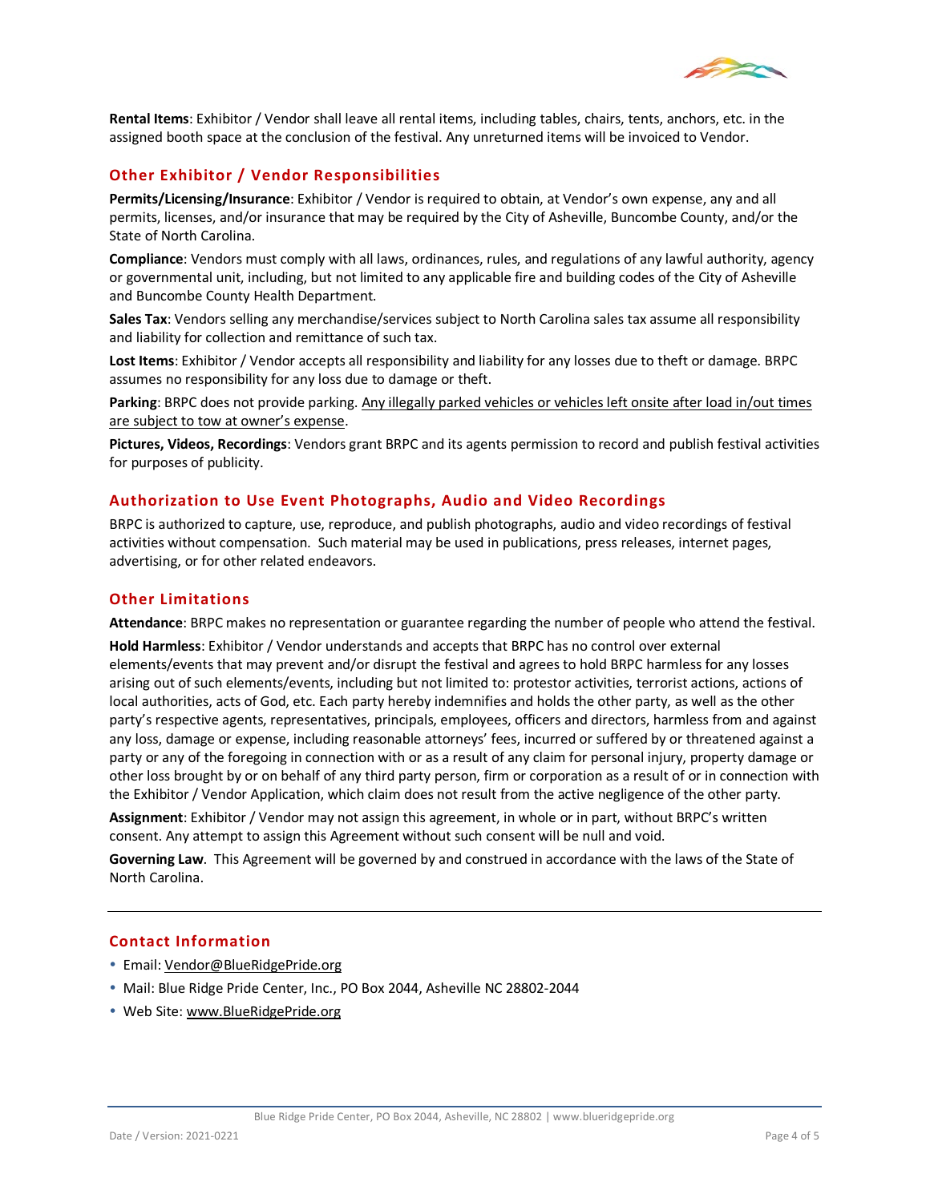**Rental Items**: Exhibitor / Vendor shall leave all rental items, including tables, chairs, tents, anchors, etc. in the assigned booth space at the conclusion of the festival. Any unreturned items will be invoiced to Vendor.

## Other Exhibitor / Vendor Responsibilities

**Permits/Licensing/Insurance**: Exhibitor / Vendor is required to obtain, at Vendor's own expense, any and all permits, licenses, and/or insurance that may be required by the City of Asheville, Buncombe County, and/or the State of North Carolina.

**Compliance**: Vendors must comply with all laws, ordinances, rules, and regulations of any lawful authority, agency or governmental unit, including, but not limited to any applicable fire and building codes of the City of Asheville and Buncombe County Health Department.

**Sales Tax**: Vendors selling any merchandise/services subject to North Carolina sales tax assume all responsibility and liability for collection and remittance of such tax.

**Lost Items**: Exhibitor / Vendor accepts all responsibility and liability for any losses due to theft or damage. BRPC assumes no responsibility for any loss due to damage or theft.

**Parking**: BRPC does not provide parking. Any illegally parked vehicles or vehicles left onsite after load in/out times are subject to tow at owner's expense.

**Pictures, Videos, Recordings**: Vendors grant BRPC and its agents permission to record and publish festival activities for purposes of publicity.

## Authorization to Use Event Photographs, Audio and Video Recordings

BRPC is authorized to capture, use, reproduce, and publish photographs, audio and video recordings of festival activities without compensation. Such material may be used in publications, press releases, internet pages, advertising, or for other related endeavors.

## Other Limitations

**Attendance**: BRPC makes no representation or guarantee regarding the number of people who attend the festival.

**Hold Harmless**: Exhibitor / Vendor understands and accepts that BRPC has no control over external elements/events that may prevent and/or disrupt the festival and agrees to hold BRPC harmless for any losses arising out of such elements/events, including but not limited to: protestor activities, terrorist actions, actions of local authorities, acts of God, etc. Each party hereby indemnifies and holds the other party, as well as the other party's respective agents, representatives, principals, employees, officers and directors, harmless from and against any loss, damage or expense, including reasonable attorneys' fees, incurred or suffered by or threatened against a party or any of the foregoing in connection with or as a result of any claim for personal injury, property damage or other loss brought by or on behalf of any third party person, firm or corporation as a result of or in connection with the Exhibitor / Vendor Application, which claim does not result from the active negligence of the other party.

**Assignment**: Exhibitor / Vendor may not assign this agreement, in whole or in part, without BRPC's written consent. Any attempt to assign this Agreement without such consent will be null and void.

**Governing Law**. This Agreement will be governed by and construed in accordance with the laws of the State of North Carolina.

---

## Contact Information

- Email: Vendor@BlueRidgePride.org
- Mail: Blue Ridge Pride Center, Inc., PO Box 2044, Asheville NC 28802-2044
- Web Site: www.BlueRidgePride.org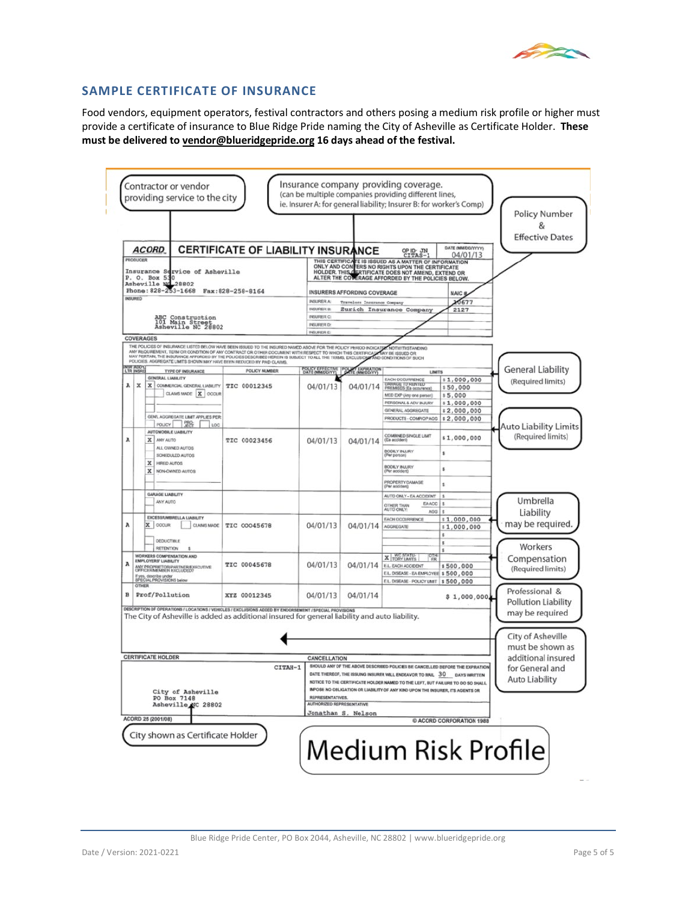## SAMPLE CERTIFICATE OF INSURANCE

Food vendors, equipment operators, festival contractors and others posing a medium risk profile or higher must provide a certificate of insurance to Blue Ridge Pride naming the City of Asheville as Certificate Holder. **These must be delivered to vendor@blueridgepride.org 16 days ahead of the festival.**

Contractor or vendor providing service to the city

Insurance company providing coverage. (can be multiple companies providing different lines, ie. Insurer A: for general liability; Insurer B: for worker's Comp)

Policy Number & Effective Dates

**ACORD. CERTIFICATE OF LIABILITY INSURANCE** OP ID: JN CITAS-1 DATE (MM/DD/YYYY) 04/01/13

PRODUCER
Insurance Service of Asheville
P. O. Box 530
Asheville NC 28802
Phone: 828-253-1668 Fax: 828-258-8164

THIS CERTIFICATE IS ISSUED AS A MATTER OF INFORMATION ONLY AND CONFERS NO RIGHTS UPON THE CERTIFICATE HOLDER. THIS CERTIFICATE DOES NOT AMEND, EXTEND OR ALTER THE COVERAGE AFFORDED BY THE POLICIES BELOW.

INSURED
ABC Construction
101 Main Street
Asheville NC 28802

| INSURERS AFFORDING COVERAGE | NAIC # |
|---|---|
| INSURER A: Travelers Insurance Company | 20677 |
| INSURER B: Zurich Insurance Company | 2127 |
| INSURER C: | |
| INSURER D: | |
| INSURER E: | |

COVERAGES

THE POLICIES OF INSURANCE LISTED BELOW HAVE BEEN ISSUED TO THE INSURED NAMED ABOVE FOR THE POLICY PERIOD INDICATED. NOTWITHSTANDING ANY REQUIREMENT, TERM OR CONDITION OF ANY CONTRACT OR OTHER DOCUMENT WITH RESPECT TO WHICH THIS CERTIFICATE MAY BE ISSUED OR MAY PERTAIN, THE INSURANCE AFFORDED BY THE POLICIES DESCRIBED HEREIN IS SUBJECT TO ALL THE TERMS, EXCLUSIONS AND CONDITIONS OF SUCH POLICIES. AGGREGATE LIMITS SHOWN MAY HAVE BEEN REDUCED BY PAID CLAIMS.

| INSR LTR | ADD'L INSRD | TYPE OF INSURANCE | POLICY NUMBER | POLICY EFFECTIVE DATE (MM/DD/YYYY) | POLICY EXPIRATION DATE (MM/DD/YYYY) | LIMITS | |
|---|---|---|---|---|---|---|---|
| A | X | GENERAL LIABILITY: X COMMERCIAL GENERAL LIABILITY; CLAIMS MADE X OCCUR; GEN'L AGGREGATE LIMIT APPLIES PER: POLICY / PROJECT / LOC | TIC 00012345 | 04/01/13 | 04/01/14 | EACH OCCURRENCE | $ 1,000,000 |
| | | | | | | DAMAGE TO RENTED PREMISES (Ea occurence) | $ 50,000 |
| | | | | | | MED EXP (Any one person) | $ 5,000 |
| | | | | | | PERSONAL & ADV INJURY | $ 1,000,000 |
| | | | | | | GENERAL AGGREGATE | $ 2,000,000 |
| | | | | | | PRODUCTS - COMP/OP AGG | $ 2,000,000 |
| A | | AUTOMOBILE LIABILITY: X ANY AUTO; ALL OWNED AUTOS; SCHEDULED AUTOS; X HIRED AUTOS; X NON-OWNED AUTOS | TIC 00023456 | 04/01/13 | 04/01/14 | COMBINED SINGLE LIMIT (Ea accident) | $ 1,000,000 |
| | | | | | | BODILY INJURY (Per person) | $ |
| | | | | | | BODILY INJURY (Per accident) | $ |
| | | | | | | PROPERTY DAMAGE (Per accident) | $ |
| | | GARAGE LIABILITY: ANY AUTO | | | | AUTO ONLY - EA ACCIDENT | $ |
| | | | | | | OTHER THAN AUTO ONLY: EA ACC / AGG | $ |
| A | | EXCESS/UMBRELLA LIABILITY: X OCCUR; CLAIMS MADE; DEDUCTIBLE; RETENTION $ | TIC 00045678 | 04/01/13 | 04/01/14 | EACH OCCURRENCE | $ 1,000,000 |
| | | | | | | AGGREGATE | $ 1,000,000 |
| A | | WORKERS COMPENSATION AND EMPLOYERS' LIABILITY; ANY PROPRIETOR/PARTNER/EXECUTIVE OFFICER/MEMBER EXCLUDED? If yes, describe under SPECIAL PROVISIONS below | TIC 00045678 | 04/01/13 | 04/01/14 | X WC STATUTORY LIMITS / OTHER | |
| | | | | | | E.L. EACH ACCIDENT | $ 500,000 |
| | | | | | | E.L. DISEASE - EA EMPLOYEE | $ 500,000 |
| | | | | | | E.L. DISEASE - POLICY LIMIT | $ 500,000 |
| B | | OTHER: Prof/Pollution | XYZ 00012345 | 04/01/13 | 04/01/14 | | $ 1,000,000 |

DESCRIPTION OF OPERATIONS / LOCATIONS / VEHICLES / EXCLUSIONS ADDED BY ENDORSEMENT / SPECIAL PROVISIONS
The City of Asheville is added as additional insured for general liability and auto liability.

CERTIFICATE HOLDER CITAH-1
City of Asheville
PO Box 7148
Asheville NC 28802

CANCELLATION
SHOULD ANY OF THE ABOVE DESCRIBED POLICIES BE CANCELLED BEFORE THE EXPIRATION DATE THEREOF, THE ISSUING INSURER WILL ENDEAVOR TO MAIL 30 DAYS WRITTEN NOTICE TO THE CERTIFICATE HOLDER NAMED TO THE LEFT, BUT FAILURE TO DO SO SHALL IMPOSE NO OBLIGATION OR LIABILITY OF ANY KIND UPON THE INSURER, ITS AGENTS OR REPRESENTATIVES.
AUTHORIZED REPRESENTATIVE
Jonathan S. Nelson

ACORD 25 (2001/08) © ACORD CORPORATION 1988

General Liability (Required limits)

Auto Liability Limits (Required limits)

Umbrella Liability may be required.

Workers Compensation (Required limits)

Professional & Pollution Liability may be required

City of Asheville must be shown as additional insured for General and Auto Liability

City shown as Certificate Holder

**Medium Risk Profile**

Blue Ridge Pride Center, PO Box 2044, Asheville, NC 28802 | www.blueridgepride.org

Date / Version: 2021-0221